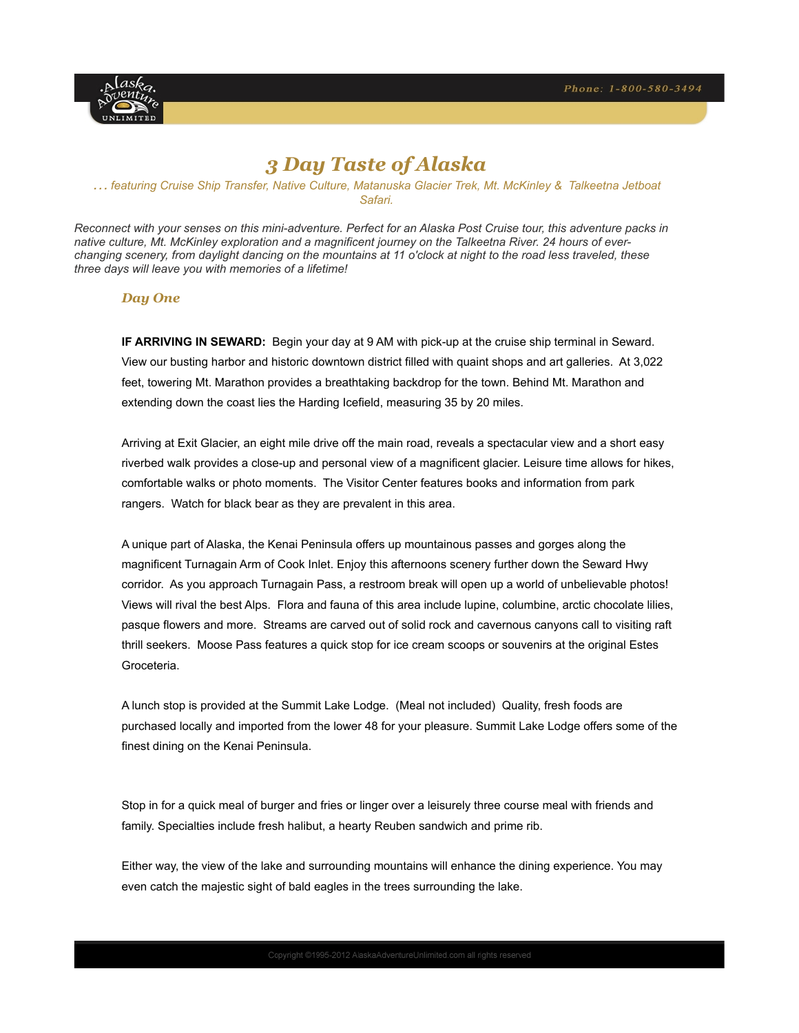# 3 Day Taste of Alaska

*… featuring Cruise Ship Transfer, Native Culture, Matanuska Glacier Trek, Mt. McKinley & Talkeetna Jetboat Safari.*

*Reconnect with your senses on this mini-adventure. Perfect for an Alaska Post Cruise tour, this adventure packs in native culture, Mt. McKinley exploration and a magnificent journey on the Talkeetna River. 24 hours of ever-changing scenery, from daylight dancing on the mountains at 11 o'clock at night to the road less traveled, these three days will leave you with memories of a lifetime!*

## Day One

**IF ARRIVING IN SEWARD:** Begin your day at 9 AM with pick-up at the cruise ship terminal in Seward. View our busting harbor and historic downtown district filled with quaint shops and art galleries. At 3,022 feet, towering Mt. Marathon provides a breathtaking backdrop for the town. Behind Mt. Marathon and extending down the coast lies the Harding Icefield, measuring 35 by 20 miles.

Arriving at Exit Glacier, an eight mile drive off the main road, reveals a spectacular view and a short easy riverbed walk provides a close-up and personal view of a magnificent glacier. Leisure time allows for hikes, comfortable walks or photo moments. The Visitor Center features books and information from park rangers. Watch for black bear as they are prevalent in this area.

A unique part of Alaska, the Kenai Peninsula offers up mountainous passes and gorges along the magnificent Turnagain Arm of Cook Inlet. Enjoy this afternoons scenery further down the Seward Hwy corridor. As you approach Turnagain Pass, a restroom break will open up a world of unbelievable photos! Views will rival the best Alps. Flora and fauna of this area include lupine, columbine, arctic chocolate lilies, pasque flowers and more. Streams are carved out of solid rock and cavernous canyons call to visiting raft thrill seekers. Moose Pass features a quick stop for ice cream scoops or souvenirs at the original Estes Groceteria.

A lunch stop is provided at the Summit Lake Lodge. (Meal not included) Quality, fresh foods are purchased locally and imported from the lower 48 for your pleasure. Summit Lake Lodge offers some of the finest dining on the Kenai Peninsula.

Stop in for a quick meal of burger and fries or linger over a leisurely three course meal with friends and family. Specialties include fresh halibut, a hearty Reuben sandwich and prime rib.

Either way, the view of the lake and surrounding mountains will enhance the dining experience. You may even catch the majestic sight of bald eagles in the trees surrounding the lake.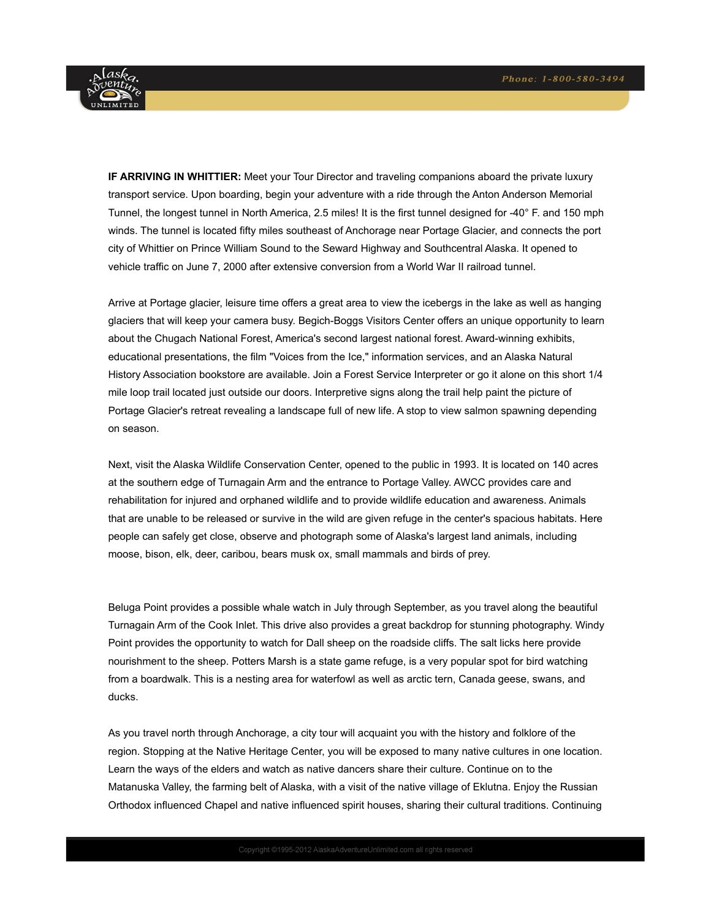**IF ARRIVING IN WHITTIER:** Meet your Tour Director and traveling companions aboard the private luxury transport service. Upon boarding, begin your adventure with a ride through the Anton Anderson Memorial Tunnel, the longest tunnel in North America, 2.5 miles! It is the first tunnel designed for -40° F. and 150 mph winds. The tunnel is located fifty miles southeast of Anchorage near Portage Glacier, and connects the port city of Whittier on Prince William Sound to the Seward Highway and Southcentral Alaska. It opened to vehicle traffic on June 7, 2000 after extensive conversion from a World War II railroad tunnel.

Arrive at Portage glacier, leisure time offers a great area to view the icebergs in the lake as well as hanging glaciers that will keep your camera busy. Begich-Boggs Visitors Center offers an unique opportunity to learn about the Chugach National Forest, America's second largest national forest. Award-winning exhibits, educational presentations, the film "Voices from the Ice," information services, and an Alaska Natural History Association bookstore are available. Join a Forest Service Interpreter or go it alone on this short 1/4 mile loop trail located just outside our doors. Interpretive signs along the trail help paint the picture of Portage Glacier's retreat revealing a landscape full of new life. A stop to view salmon spawning depending on season.

Next, visit the Alaska Wildlife Conservation Center, opened to the public in 1993. It is located on 140 acres at the southern edge of Turnagain Arm and the entrance to Portage Valley. AWCC provides care and rehabilitation for injured and orphaned wildlife and to provide wildlife education and awareness. Animals that are unable to be released or survive in the wild are given refuge in the center's spacious habitats. Here people can safely get close, observe and photograph some of Alaska's largest land animals, including moose, bison, elk, deer, caribou, bears musk ox, small mammals and birds of prey.

Beluga Point provides a possible whale watch in July through September, as you travel along the beautiful Turnagain Arm of the Cook Inlet. This drive also provides a great backdrop for stunning photography. Windy Point provides the opportunity to watch for Dall sheep on the roadside cliffs. The salt licks here provide nourishment to the sheep. Potters Marsh is a state game refuge, is a very popular spot for bird watching from a boardwalk. This is a nesting area for waterfowl as well as arctic tern, Canada geese, swans, and ducks.

As you travel north through Anchorage, a city tour will acquaint you with the history and folklore of the region. Stopping at the Native Heritage Center, you will be exposed to many native cultures in one location. Learn the ways of the elders and watch as native dancers share their culture. Continue on to the Matanuska Valley, the farming belt of Alaska, with a visit of the native village of Eklutna. Enjoy the Russian Orthodox influenced Chapel and native influenced spirit houses, sharing their cultural traditions. Continuing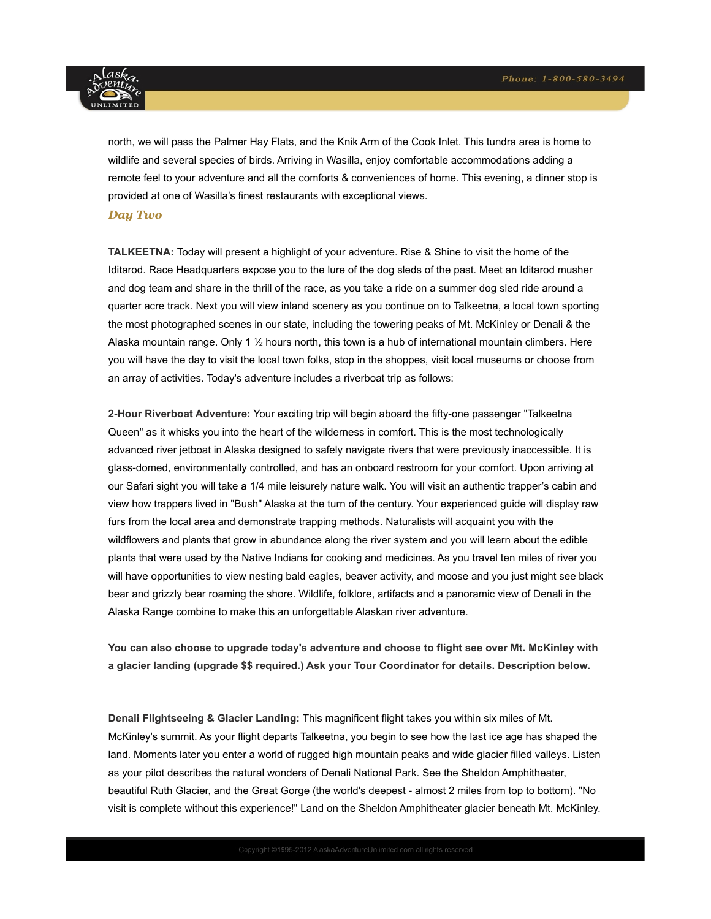north, we will pass the Palmer Hay Flats, and the Knik Arm of the Cook Inlet. This tundra area is home to wildlife and several species of birds. Arriving in Wasilla, enjoy comfortable accommodations adding a remote feel to your adventure and all the comforts & conveniences of home. This evening, a dinner stop is provided at one of Wasilla's finest restaurants with exceptional views.

### *Day Two*

**TALKEETNA:** Today will present a highlight of your adventure. Rise & Shine to visit the home of the Iditarod. Race Headquarters expose you to the lure of the dog sleds of the past. Meet an Iditarod musher and dog team and share in the thrill of the race, as you take a ride on a summer dog sled ride around a quarter acre track. Next you will view inland scenery as you continue on to Talkeetna, a local town sporting the most photographed scenes in our state, including the towering peaks of Mt. McKinley or Denali & the Alaska mountain range. Only 1 ½ hours north, this town is a hub of international mountain climbers. Here you will have the day to visit the local town folks, stop in the shoppes, visit local museums or choose from an array of activities. Today's adventure includes a riverboat trip as follows:

**2-Hour Riverboat Adventure:** Your exciting trip will begin aboard the fifty-one passenger "Talkeetna Queen" as it whisks you into the heart of the wilderness in comfort. This is the most technologically advanced river jetboat in Alaska designed to safely navigate rivers that were previously inaccessible. It is glass-domed, environmentally controlled, and has an onboard restroom for your comfort. Upon arriving at our Safari sight you will take a 1/4 mile leisurely nature walk. You will visit an authentic trapper's cabin and view how trappers lived in "Bush" Alaska at the turn of the century. Your experienced guide will display raw furs from the local area and demonstrate trapping methods. Naturalists will acquaint you with the wildflowers and plants that grow in abundance along the river system and you will learn about the edible plants that were used by the Native Indians for cooking and medicines. As you travel ten miles of river you will have opportunities to view nesting bald eagles, beaver activity, and moose and you just might see black bear and grizzly bear roaming the shore. Wildlife, folklore, artifacts and a panoramic view of Denali in the Alaska Range combine to make this an unforgettable Alaskan river adventure.

**You can also choose to upgrade today's adventure and choose to flight see over Mt. McKinley with a glacier landing (upgrade $$ required.) Ask your Tour Coordinator for details. Description below.**

**Denali Flightseeing & Glacier Landing:** This magnificent flight takes you within six miles of Mt. McKinley's summit. As your flight departs Talkeetna, you begin to see how the last ice age has shaped the land. Moments later you enter a world of rugged high mountain peaks and wide glacier filled valleys. Listen as your pilot describes the natural wonders of Denali National Park. See the Sheldon Amphitheater, beautiful Ruth Glacier, and the Great Gorge (the world's deepest - almost 2 miles from top to bottom). "No visit is complete without this experience!" Land on the Sheldon Amphitheater glacier beneath Mt. McKinley.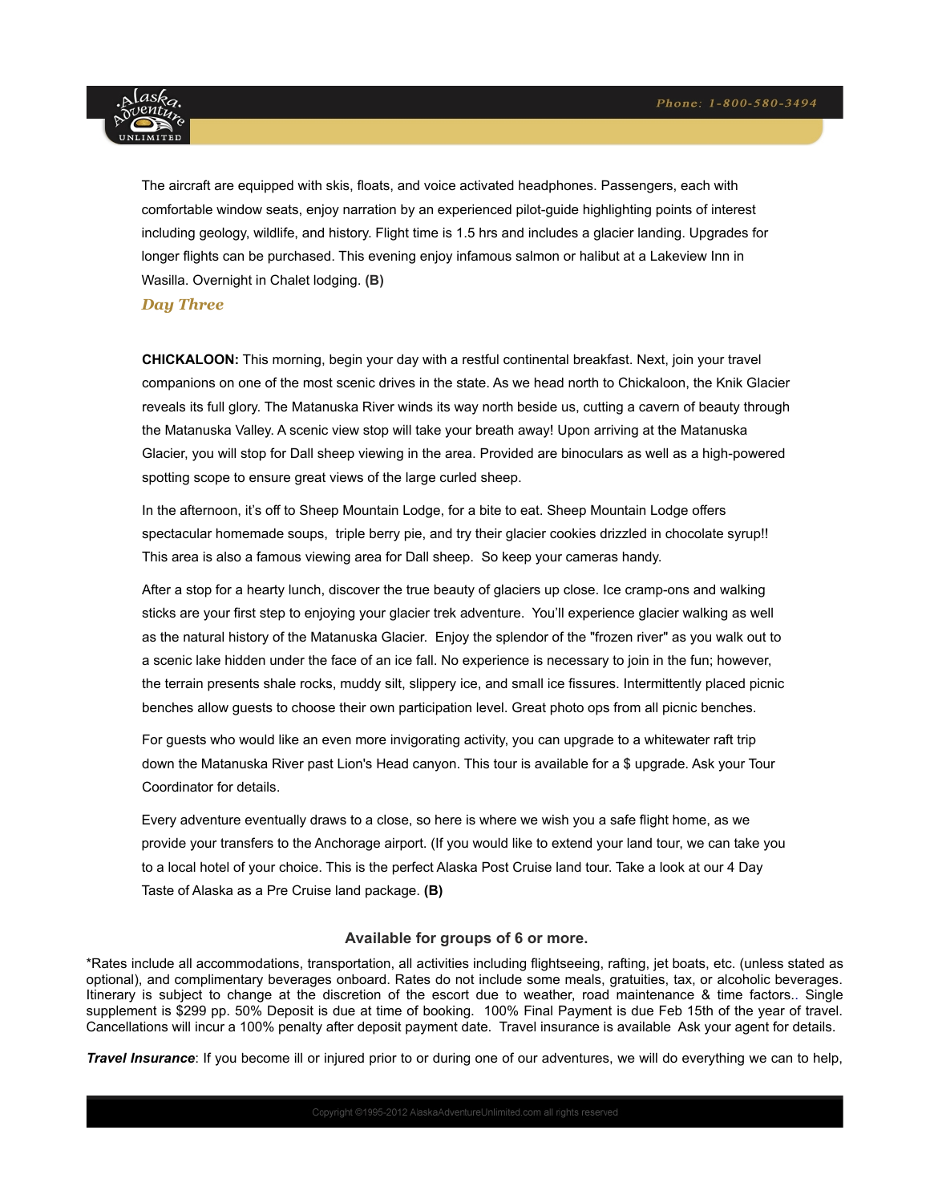The aircraft are equipped with skis, floats, and voice activated headphones. Passengers, each with comfortable window seats, enjoy narration by an experienced pilot-guide highlighting points of interest including geology, wildlife, and history. Flight time is 1.5 hrs and includes a glacier landing. Upgrades for longer flights can be purchased. This evening enjoy infamous salmon or halibut at a Lakeview Inn in Wasilla. Overnight in Chalet lodging. **(B)**

### *Day Three*

**CHICKALOON:** This morning, begin your day with a restful continental breakfast. Next, join your travel companions on one of the most scenic drives in the state. As we head north to Chickaloon, the Knik Glacier reveals its full glory. The Matanuska River winds its way north beside us, cutting a cavern of beauty through the Matanuska Valley. A scenic view stop will take your breath away! Upon arriving at the Matanuska Glacier, you will stop for Dall sheep viewing in the area. Provided are binoculars as well as a high-powered spotting scope to ensure great views of the large curled sheep.

In the afternoon, it's off to Sheep Mountain Lodge, for a bite to eat. Sheep Mountain Lodge offers spectacular homemade soups, triple berry pie, and try their glacier cookies drizzled in chocolate syrup!! This area is also a famous viewing area for Dall sheep. So keep your cameras handy.

After a stop for a hearty lunch, discover the true beauty of glaciers up close. Ice cramp-ons and walking sticks are your first step to enjoying your glacier trek adventure. You'll experience glacier walking as well as the natural history of the Matanuska Glacier. Enjoy the splendor of the "frozen river" as you walk out to a scenic lake hidden under the face of an ice fall. No experience is necessary to join in the fun; however, the terrain presents shale rocks, muddy silt, slippery ice, and small ice fissures. Intermittently placed picnic benches allow guests to choose their own participation level. Great photo ops from all picnic benches.

For guests who would like an even more invigorating activity, you can upgrade to a whitewater raft trip down the Matanuska River past Lion's Head canyon. This tour is available for a $ upgrade. Ask your Tour Coordinator for details.

Every adventure eventually draws to a close, so here is where we wish you a safe flight home, as we provide your transfers to the Anchorage airport. (If you would like to extend your land tour, we can take you to a local hotel of your choice. This is the perfect Alaska Post Cruise land tour. Take a look at our 4 Day Taste of Alaska as a Pre Cruise land package. **(B)**

**Available for groups of 6 or more.**

*Rates include all accommodations, transportation, all activities including flightseeing, rafting, jet boats, etc. (unless stated as optional), and complimentary beverages onboard. Rates do not include some meals, gratuities, tax, or alcoholic beverages. Itinerary is subject to change at the discretion of the escort due to weather, road maintenance & time factors.. Single supplement is $299 pp. 50% Deposit is due at time of booking. 100% Final Payment is due Feb 15th of the year of travel. Cancellations will incur a 100% penalty after deposit payment date. Travel insurance is available Ask your agent for details.

***Travel Insurance***: If you become ill or injured prior to or during one of our adventures, we will do everything we can to help,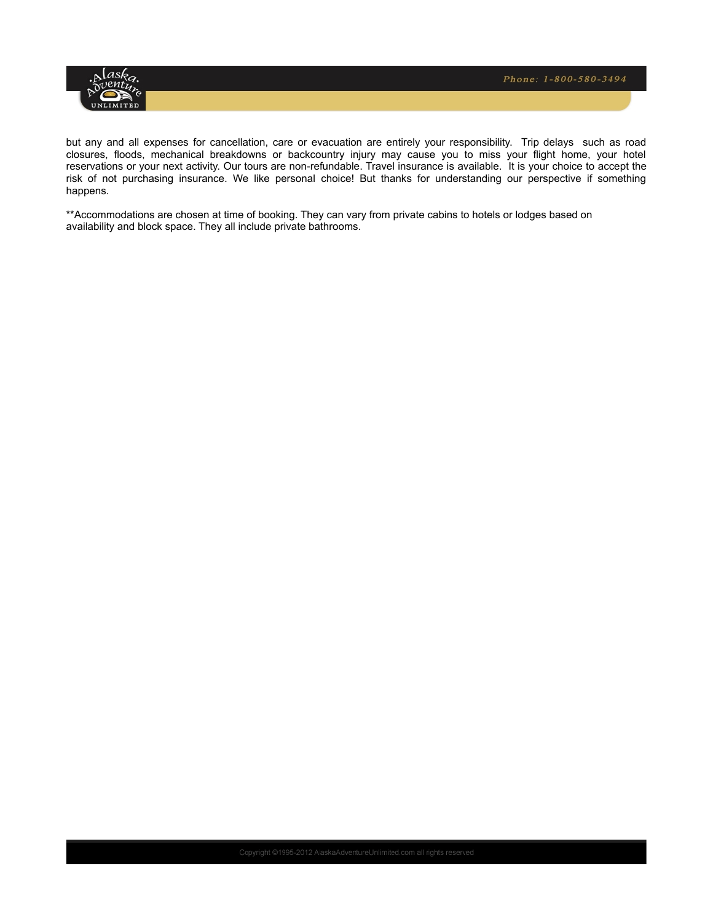but any and all expenses for cancellation, care or evacuation are entirely your responsibility. Trip delays such as road closures, floods, mechanical breakdowns or backcountry injury may cause you to miss your flight home, your hotel reservations or your next activity. Our tours are non-refundable. Travel insurance is available. It is your choice to accept the risk of not purchasing insurance. We like personal choice! But thanks for understanding our perspective if something happens.

**Accommodations are chosen at time of booking. They can vary from private cabins to hotels or lodges based on availability and block space. They all include private bathrooms.